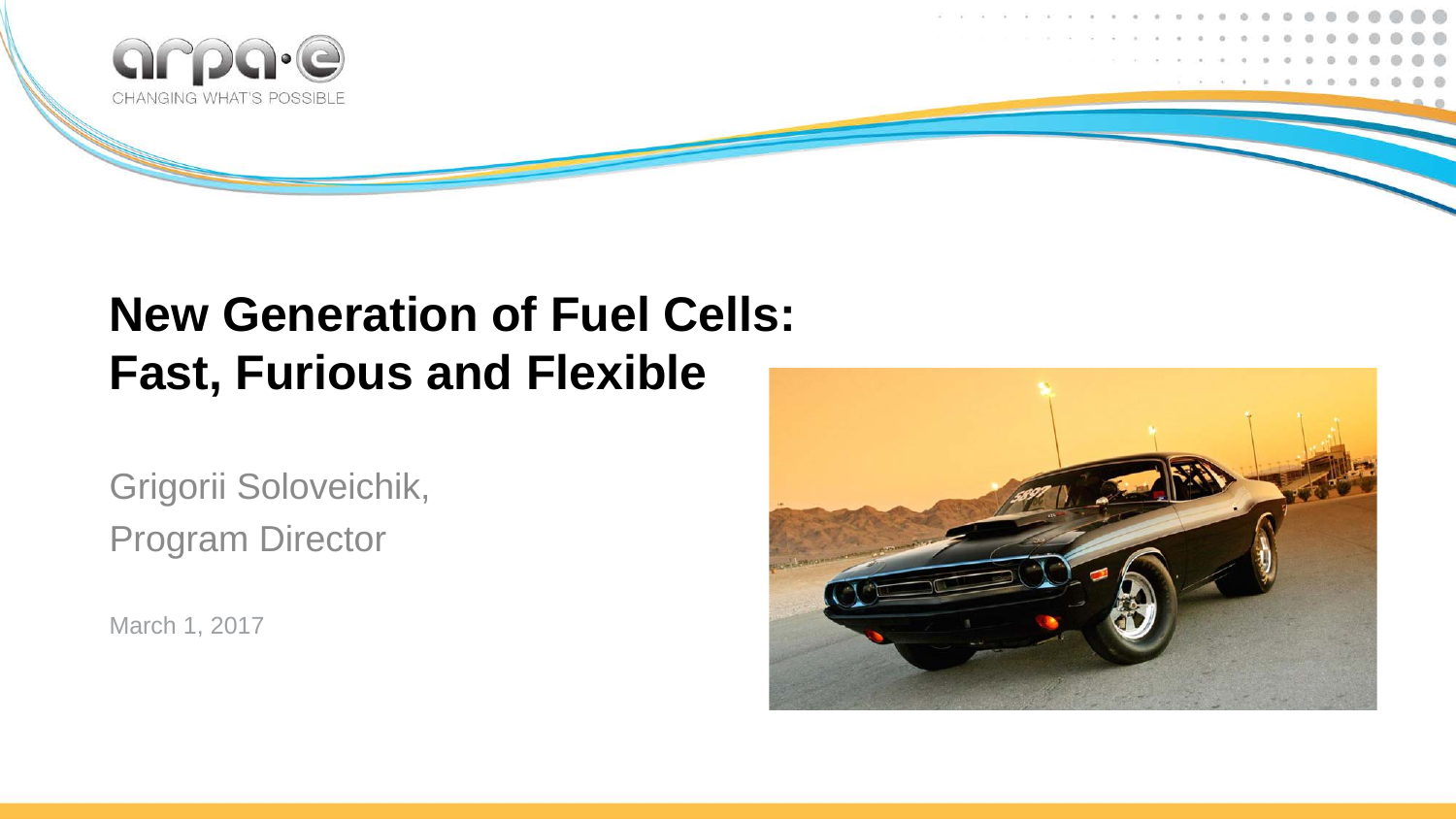# New Generation of Fuel Cells: Fast, Furious and Flexible

Grigorii Soloveichik,
Program Director

March 1, 2017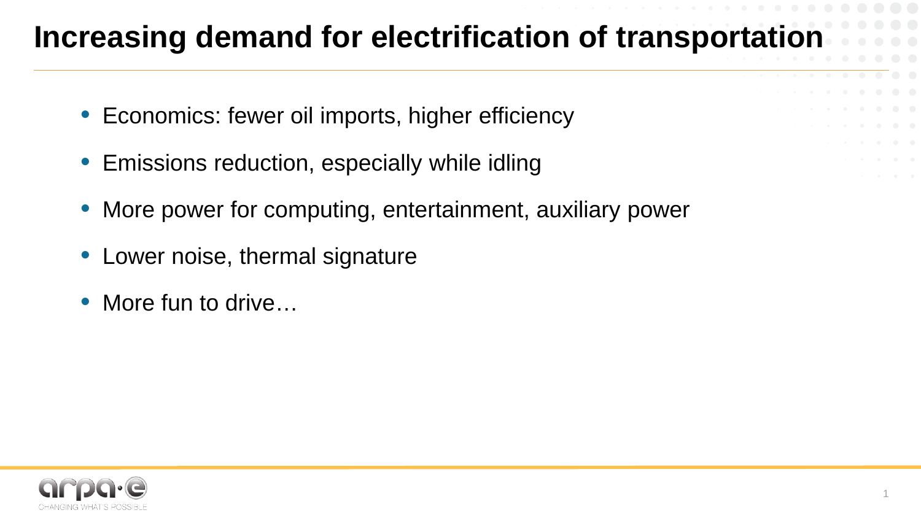# Increasing demand for electrification of transportation

- Economics: fewer oil imports, higher efficiency
- Emissions reduction, especially while idling
- More power for computing, entertainment, auxiliary power
- Lower noise, thermal signature
- More fun to drive…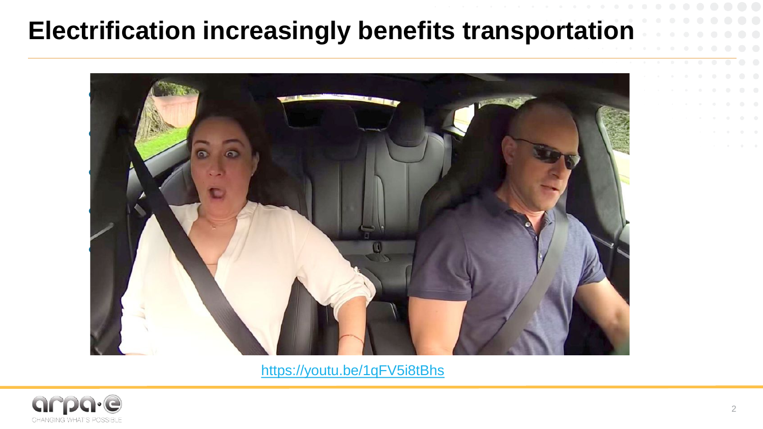# Electrification increasingly benefits transportation

https://youtu.be/1qFV5i8tBhs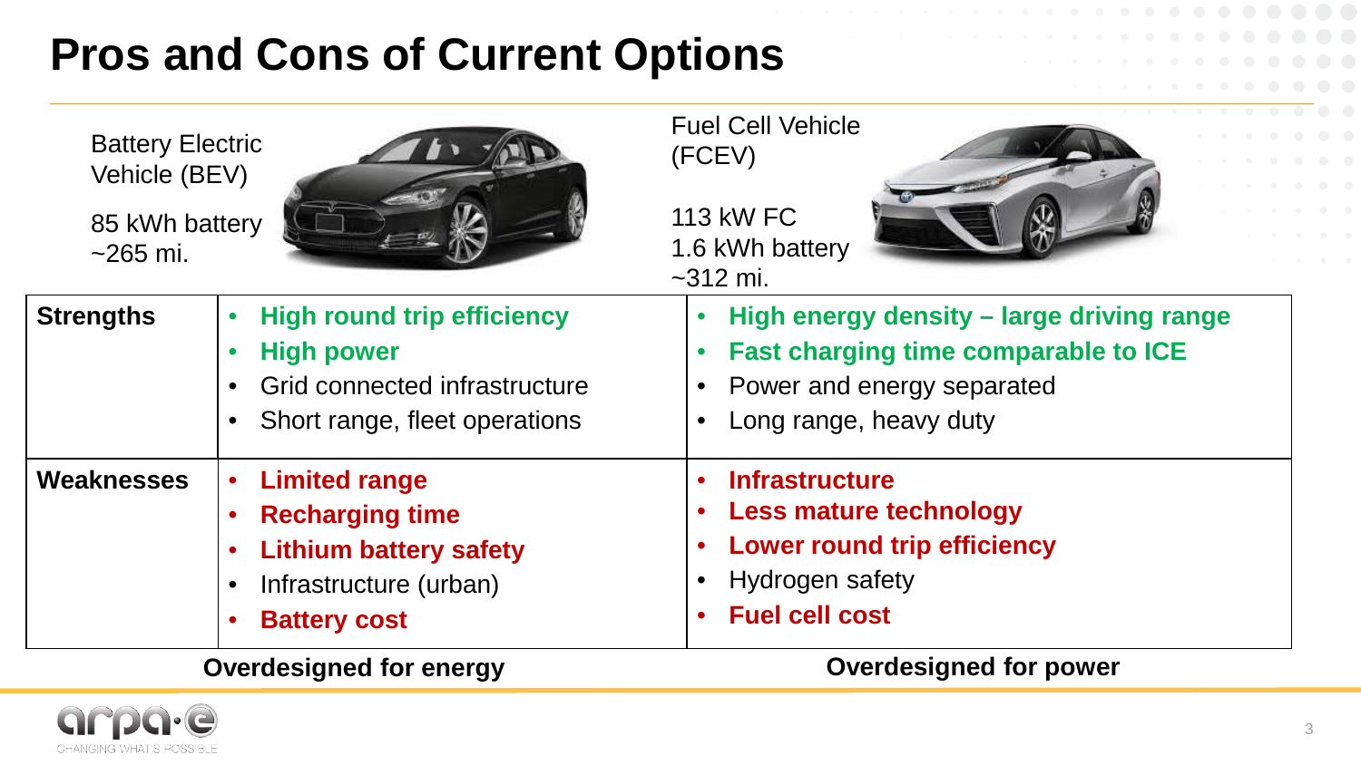# Pros and Cons of Current Options

| | Battery Electric Vehicle (BEV)<br>85 kWh battery<br>~265 mi. | Fuel Cell Vehicle (FCEV)<br>113 kW FC<br>1.6 kWh battery<br>~312 mi. |
|---|---|---|
| **Strengths** | • **High round trip efficiency**<br>• **High power**<br>• Grid connected infrastructure<br>• Short range, fleet operations | • **High energy density – large driving range**<br>• **Fast charging time comparable to ICE**<br>• Power and energy separated<br>• Long range, heavy duty |
| **Weaknesses** | • **Limited range**<br>• **Recharging time**<br>• **Lithium battery safety**<br>• Infrastructure (urban)<br>• **Battery cost** | • **Infrastructure**<br>• **Less mature technology**<br>• **Lower round trip efficiency**<br>• Hydrogen safety<br>• **Fuel cell cost** |
| | **Overdesigned for energy** | **Overdesigned for power** |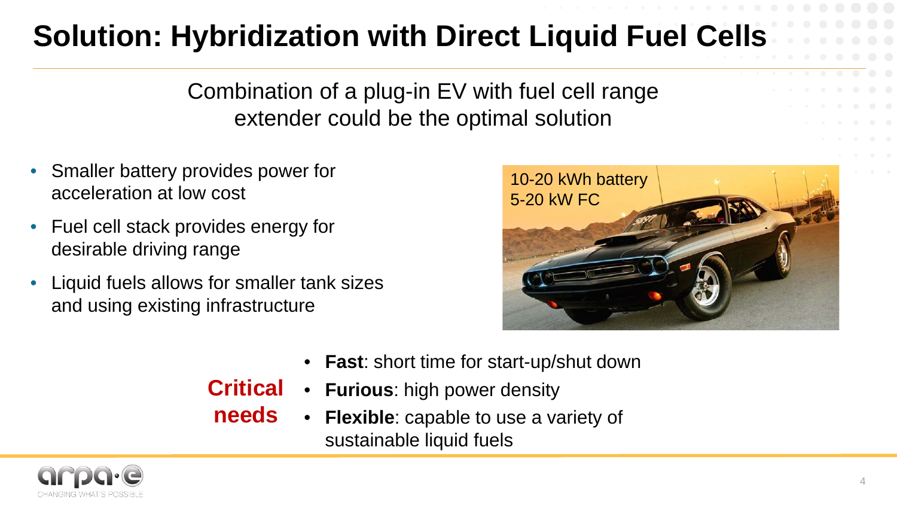# Solution: Hybridization with Direct Liquid Fuel Cells

Combination of a plug-in EV with fuel cell range extender could be the optimal solution

- Smaller battery provides power for acceleration at low cost
- Fuel cell stack provides energy for desirable driving range
- Liquid fuels allows for smaller tank sizes and using existing infrastructure

10-20 kWh battery
5-20 kW FC

**Critical needs**

- **Fast**: short time for start-up/shut down
- **Furious**: high power density
- **Flexible**: capable to use a variety of sustainable liquid fuels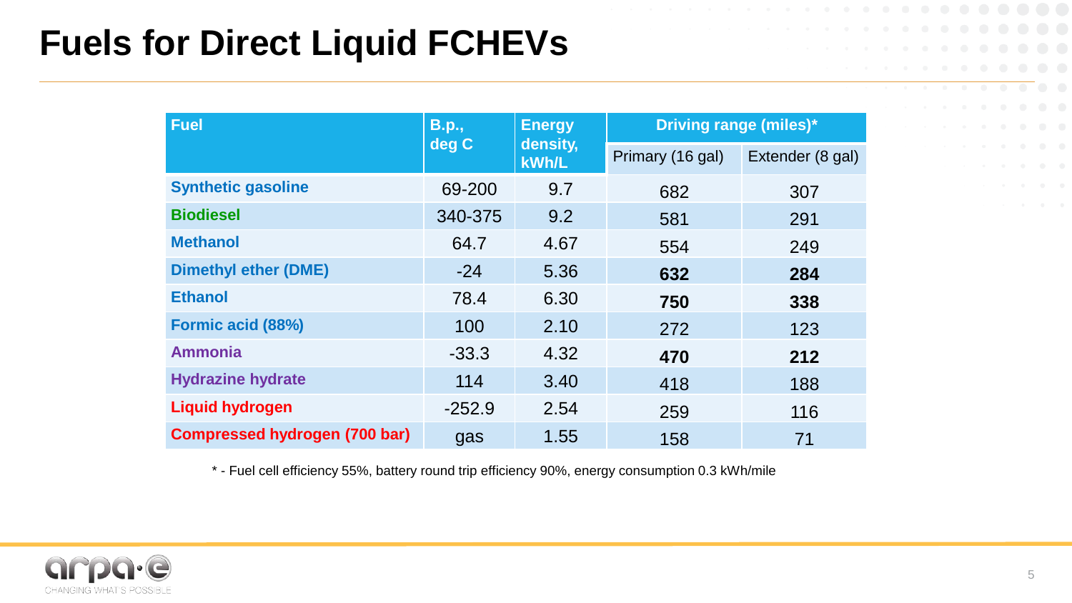# Fuels for Direct Liquid FCHEVs

| Fuel | B.p., deg C | Energy density, kWh/L | Driving range (miles)* | |
|---|---|---|---|---|
| | | | Primary (16 gal) | Extender (8 gal) |
| Synthetic gasoline | 69-200 | 9.7 | 682 | 307 |
| Biodiesel | 340-375 | 9.2 | 581 | 291 |
| Methanol | 64.7 | 4.67 | 554 | 249 |
| Dimethyl ether (DME) | -24 | 5.36 | **632** | **284** |
| Ethanol | 78.4 | 6.30 | **750** | **338** |
| Formic acid (88%) | 100 | 2.10 | 272 | 123 |
| Ammonia | -33.3 | 4.32 | **470** | **212** |
| Hydrazine hydrate | 114 | 3.40 | 418 | 188 |
| Liquid hydrogen | -252.9 | 2.54 | 259 | 116 |
| Compressed hydrogen (700 bar) | gas | 1.55 | 158 | 71 |

* - Fuel cell efficiency 55%, battery round trip efficiency 90%, energy consumption 0.3 kWh/mile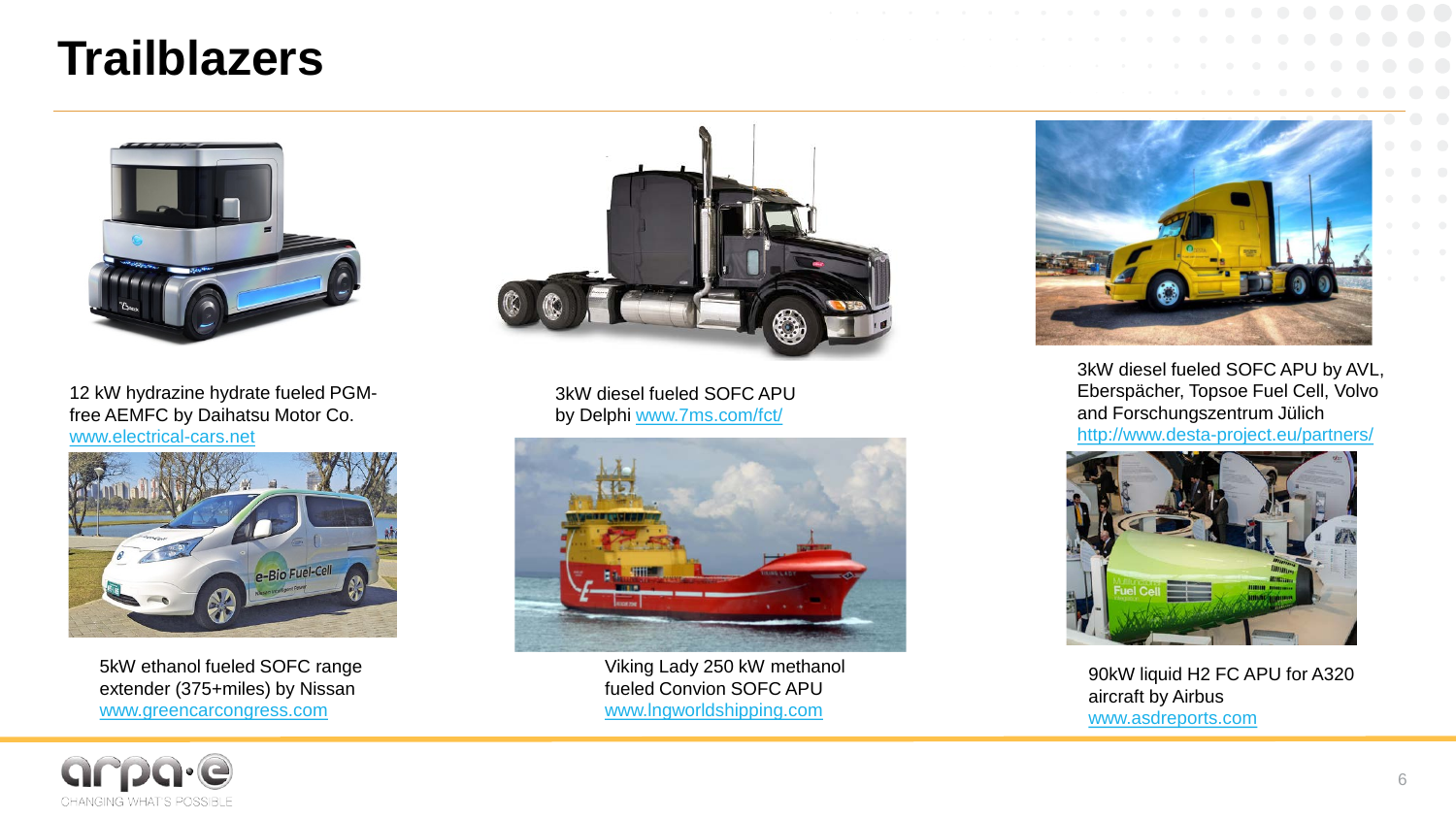# Trailblazers

12 kW hydrazine hydrate fueled PGM-free AEMFC by Daihatsu Motor Co. www.electrical-cars.net

3kW diesel fueled SOFC APU by Delphi www.7ms.com/fct/

3kW diesel fueled SOFC APU by AVL, Eberspächer, Topsoe Fuel Cell, Volvo and Forschungszentrum Jülich http://www.desta-project.eu/partners/

5kW ethanol fueled SOFC range extender (375+miles) by Nissan www.greencarcongress.com

Viking Lady 250 kW methanol fueled Convion SOFC APU www.lngworldshipping.com

90kW liquid H2 FC APU for A320 aircraft by Airbus www.asdreports.com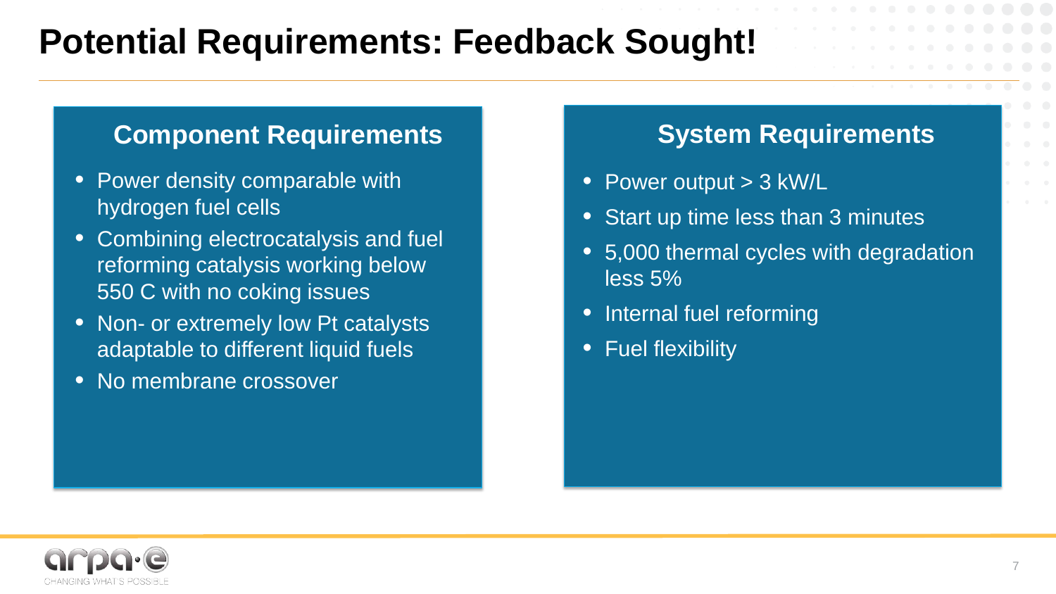# Potential Requirements: Feedback Sought!

## Component Requirements

- Power density comparable with hydrogen fuel cells
- Combining electrocatalysis and fuel reforming catalysis working below 550 C with no coking issues
- Non- or extremely low Pt catalysts adaptable to different liquid fuels
- No membrane crossover

## System Requirements

- Power output > 3 kW/L
- Start up time less than 3 minutes
- 5,000 thermal cycles with degradation less 5%
- Internal fuel reforming
- Fuel flexibility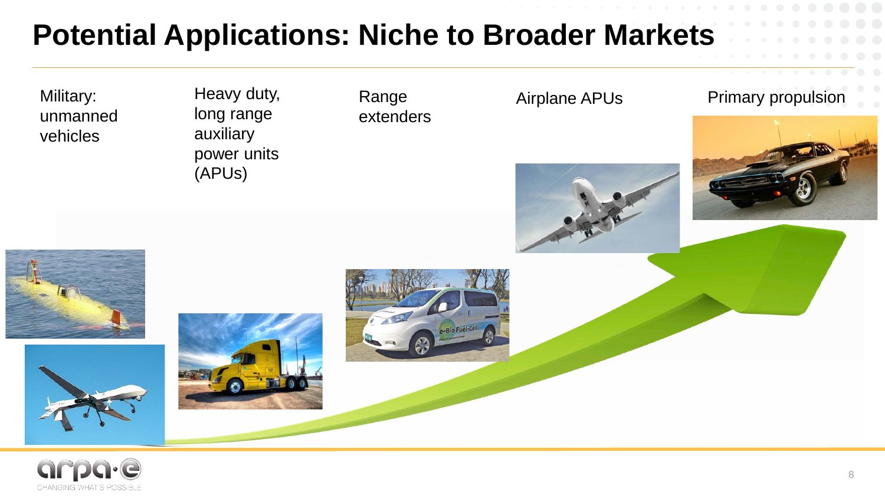# Potential Applications: Niche to Broader Markets

Military: unmanned vehicles

Heavy duty, long range auxiliary power units (APUs)

Range extenders

Airplane APUs

Primary propulsion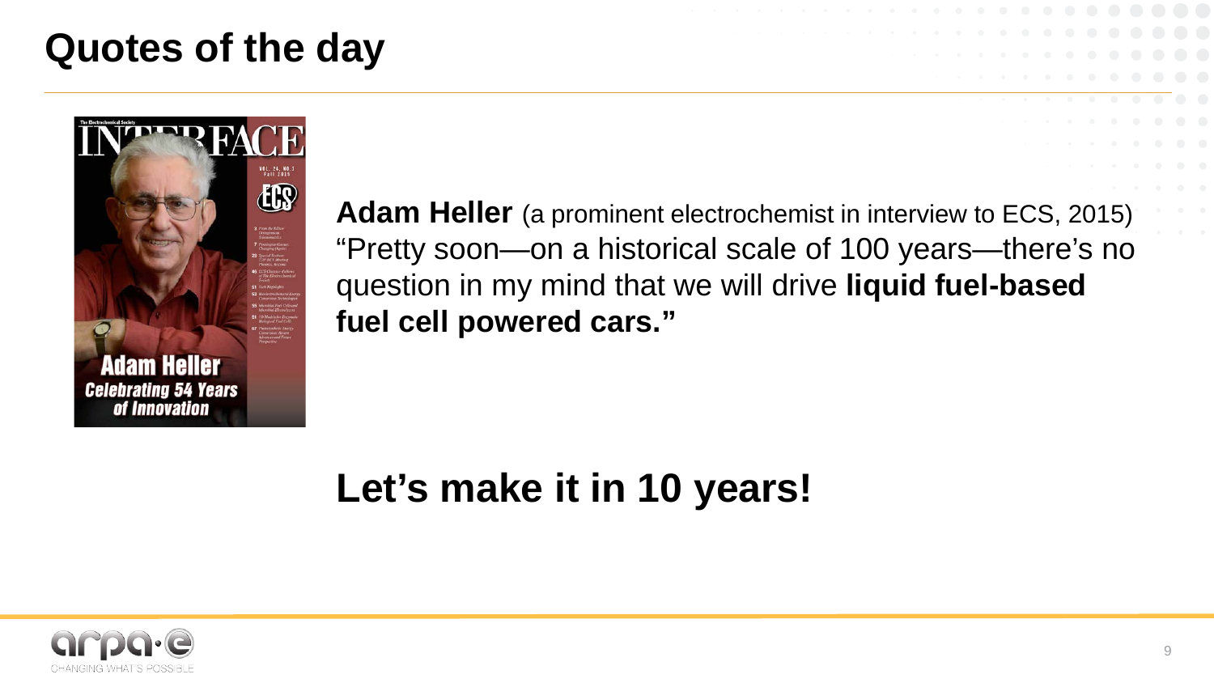# Quotes of the day

**Adam Heller** (a prominent electrochemist in interview to ECS, 2015)
"Pretty soon—on a historical scale of 100 years—there's no question in my mind that we will drive **liquid fuel-based fuel cell powered cars.**"

## Let's make it in 10 years!